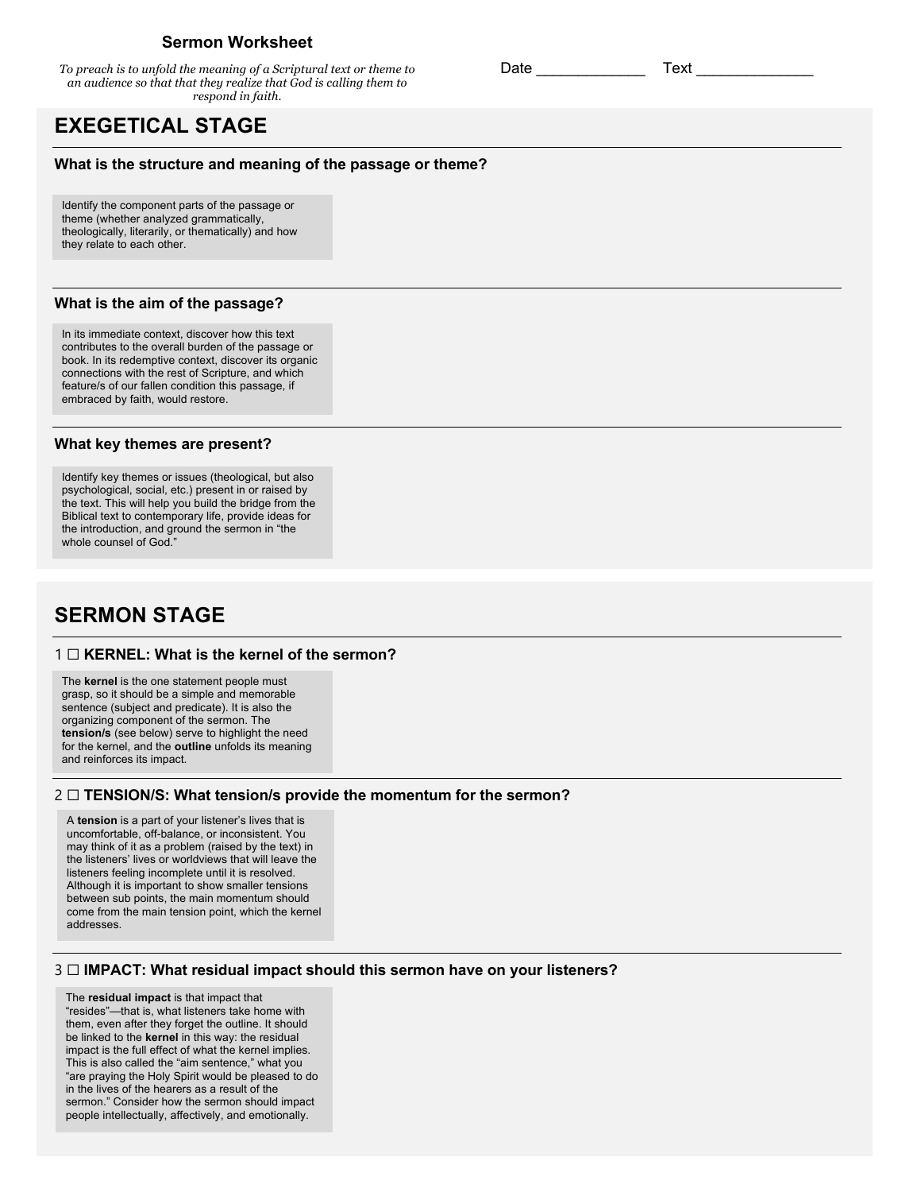# Sermon Worksheet

*To preach is to unfold the meaning of a Scriptural text or theme to an audience so that that they realize that God is calling them to respond in faith.*

Date ____________ Text _____________

## EXEGETICAL STAGE

### What is the structure and meaning of the passage or theme?

Identify the component parts of the passage or theme (whether analyzed grammatically, theologically, literarily, or thematically) and how they relate to each other.

### What is the aim of the passage?

In its immediate context, discover how this text contributes to the overall burden of the passage or book. In its redemptive context, discover its organic connections with the rest of Scripture, and which feature/s of our fallen condition this passage, if embraced by faith, would restore.

### What key themes are present?

Identify key themes or issues (theological, but also psychological, social, etc.) present in or raised by the text. This will help you build the bridge from the Biblical text to contemporary life, provide ideas for the introduction, and ground the sermon in "the whole counsel of God."

## SERMON STAGE

### 1 ☐ KERNEL: What is the kernel of the sermon?

The **kernel** is the one statement people must grasp, so it should be a simple and memorable sentence (subject and predicate). It is also the organizing component of the sermon. The **tension/s** (see below) serve to highlight the need for the kernel, and the **outline** unfolds its meaning and reinforces its impact.

### 2 ☐ TENSION/S: What tension/s provide the momentum for the sermon?

A **tension** is a part of your listener's lives that is uncomfortable, off-balance, or inconsistent. You may think of it as a problem (raised by the text) in the listeners' lives or worldviews that will leave the listeners feeling incomplete until it is resolved. Although it is important to show smaller tensions between sub points, the main momentum should come from the main tension point, which the kernel addresses.

### 3 ☐ IMPACT: What residual impact should this sermon have on your listeners?

The **residual impact** is that impact that "resides"—that is, what listeners take home with them, even after they forget the outline. It should be linked to the **kernel** in this way: the residual impact is the full effect of what the kernel implies. This is also called the "aim sentence," what you "are praying the Holy Spirit would be pleased to do in the lives of the hearers as a result of the sermon." Consider how the sermon should impact people intellectually, affectively, and emotionally.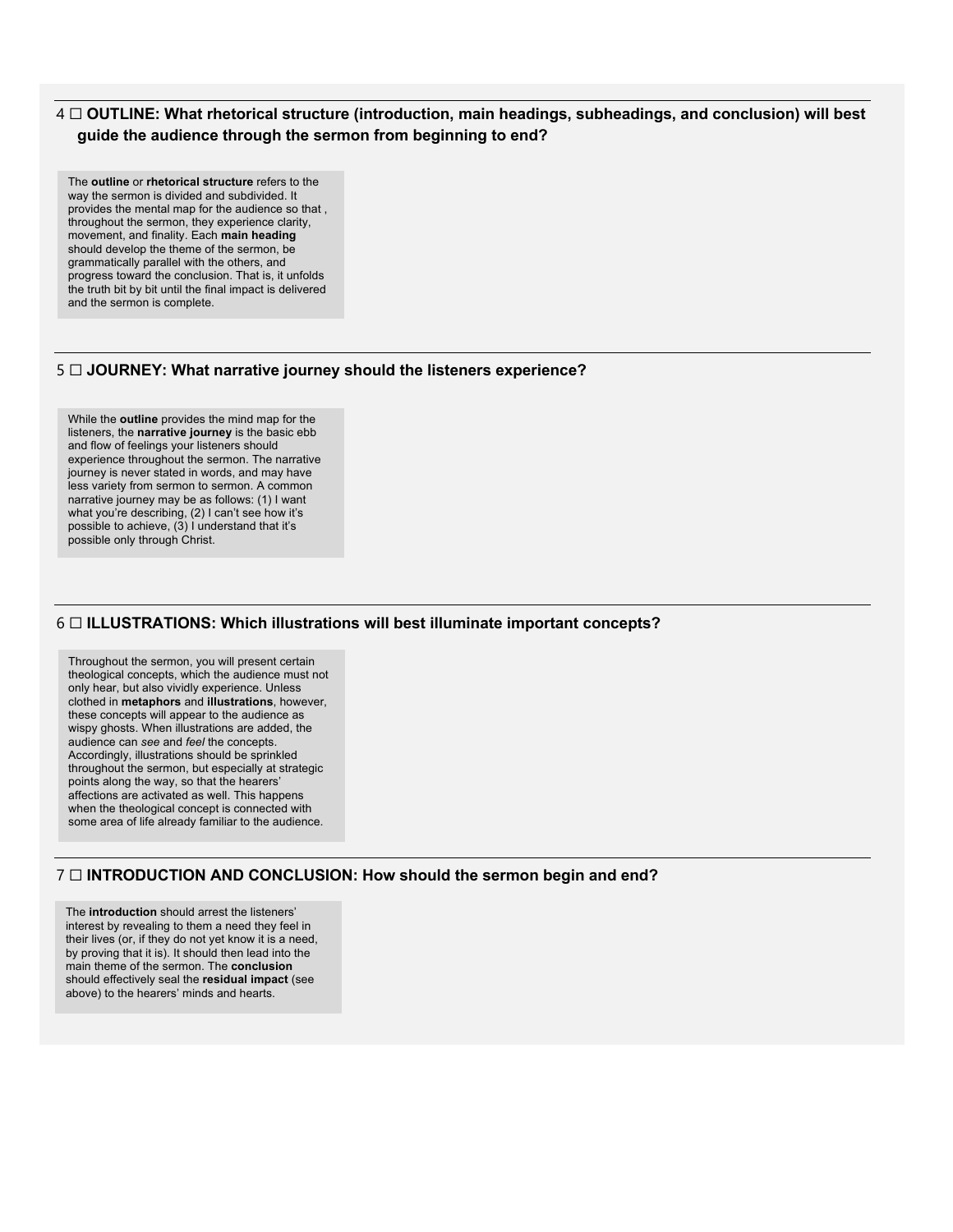## 4 ☐ OUTLINE: What rhetorical structure (introduction, main headings, subheadings, and conclusion) will best guide the audience through the sermon from beginning to end?

The **outline** or **rhetorical structure** refers to the way the sermon is divided and subdivided. It provides the mental map for the audience so that , throughout the sermon, they experience clarity, movement, and finality. Each **main heading** should develop the theme of the sermon, be grammatically parallel with the others, and progress toward the conclusion. That is, it unfolds the truth bit by bit until the final impact is delivered and the sermon is complete.

## 5 ☐ JOURNEY: What narrative journey should the listeners experience?

While the **outline** provides the mind map for the listeners, the **narrative journey** is the basic ebb and flow of feelings your listeners should experience throughout the sermon. The narrative journey is never stated in words, and may have less variety from sermon to sermon. A common narrative journey may be as follows: (1) I want what you're describing, (2) I can't see how it's possible to achieve, (3) I understand that it's possible only through Christ.

## 6 ☐ ILLUSTRATIONS: Which illustrations will best illuminate important concepts?

Throughout the sermon, you will present certain theological concepts, which the audience must not only hear, but also vividly experience. Unless clothed in **metaphors** and **illustrations**, however, these concepts will appear to the audience as wispy ghosts. When illustrations are added, the audience can *see* and *feel* the concepts. Accordingly, illustrations should be sprinkled throughout the sermon, but especially at strategic points along the way, so that the hearers' affections are activated as well. This happens when the theological concept is connected with some area of life already familiar to the audience.

## 7 ☐ INTRODUCTION AND CONCLUSION: How should the sermon begin and end?

The **introduction** should arrest the listeners' interest by revealing to them a need they feel in their lives (or, if they do not yet know it is a need, by proving that it is). It should then lead into the main theme of the sermon. The **conclusion** should effectively seal the **residual impact** (see above) to the hearers' minds and hearts.